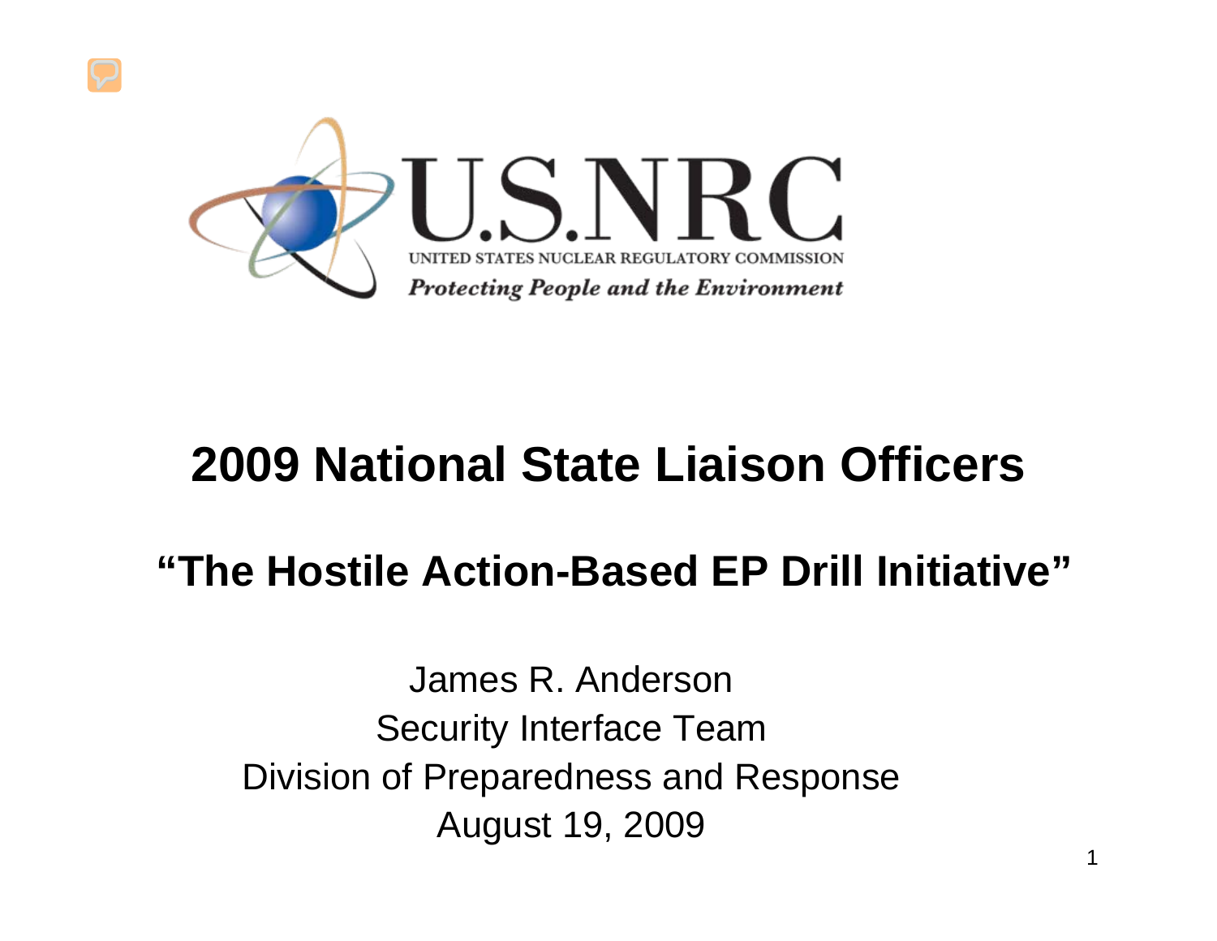U.S.NRC

UNITED STATES NUCLEAR REGULATORY COMMISSION

*Protecting People and the Environment*

# 2009 National State Liaison Officers

## "The Hostile Action-Based EP Drill Initiative"

James R. Anderson
Security Interface Team
Division of Preparedness and Response
August 19, 2009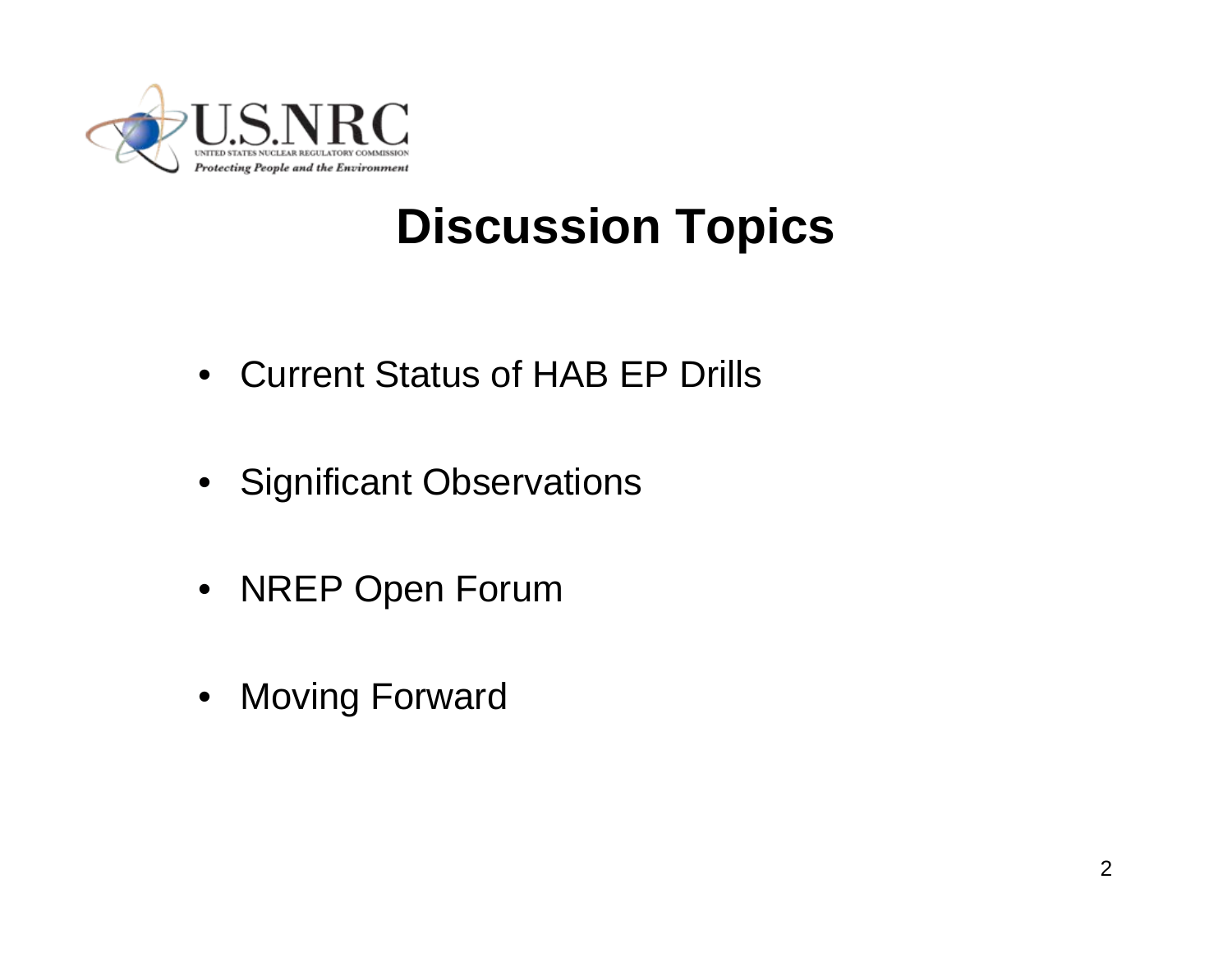# Discussion Topics

- Current Status of HAB EP Drills
- Significant Observations
- NREP Open Forum
- Moving Forward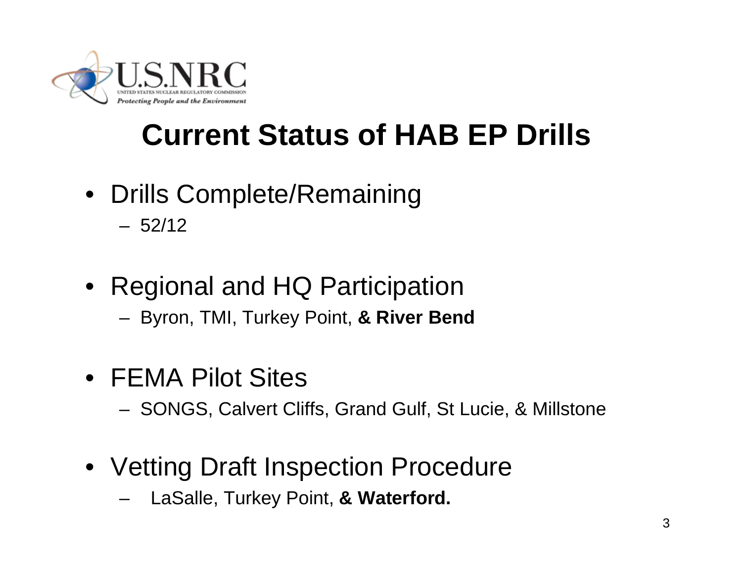# Current Status of HAB EP Drills

- Drills Complete/Remaining
  - 52/12
- Regional and HQ Participation
  - Byron, TMI, Turkey Point, **& River Bend**
- FEMA Pilot Sites
  - SONGS, Calvert Cliffs, Grand Gulf, St Lucie, & Millstone
- Vetting Draft Inspection Procedure
  - LaSalle, Turkey Point, **& Waterford.**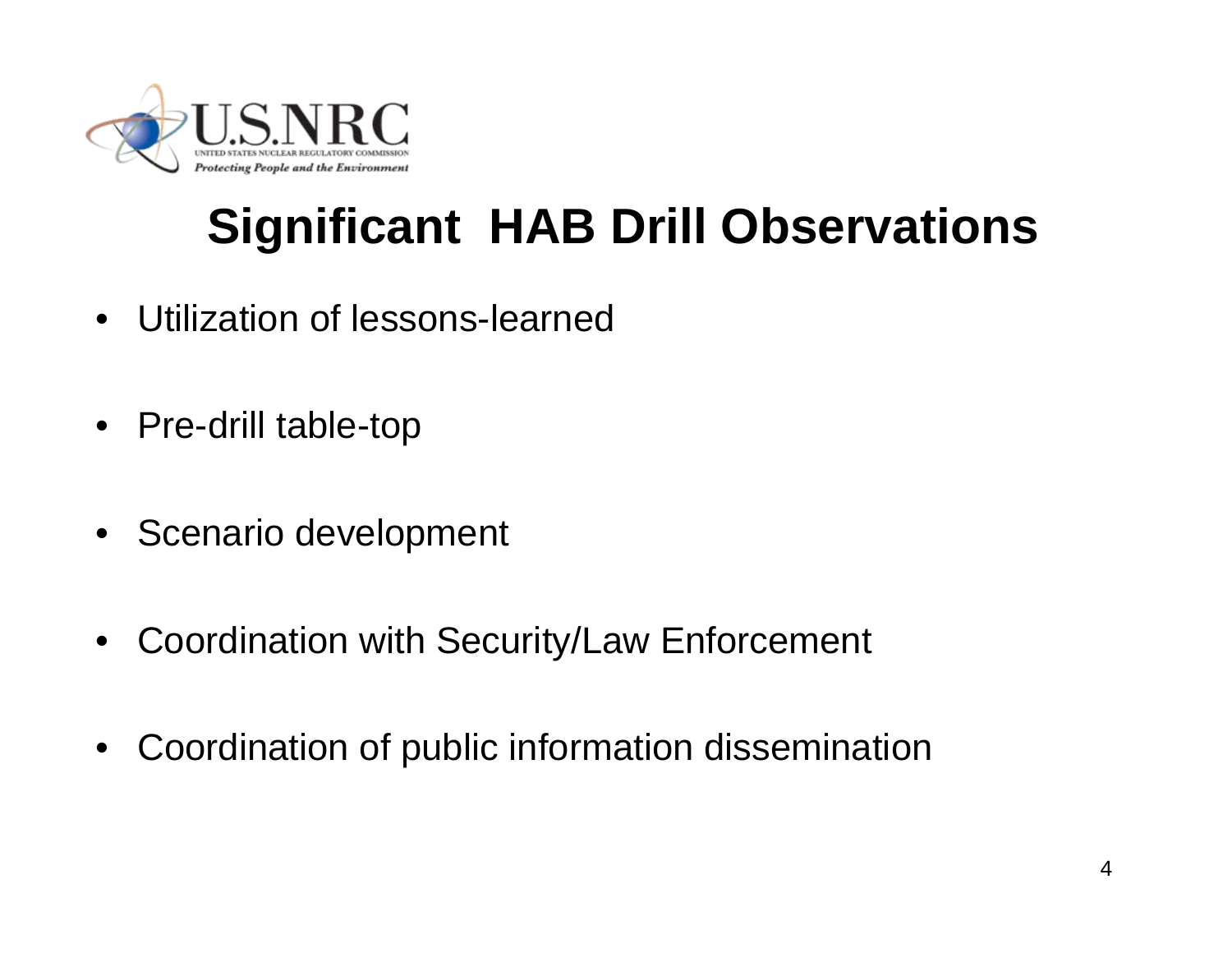# Significant HAB Drill Observations

- Utilization of lessons-learned
- Pre-drill table-top
- Scenario development
- Coordination with Security/Law Enforcement
- Coordination of public information dissemination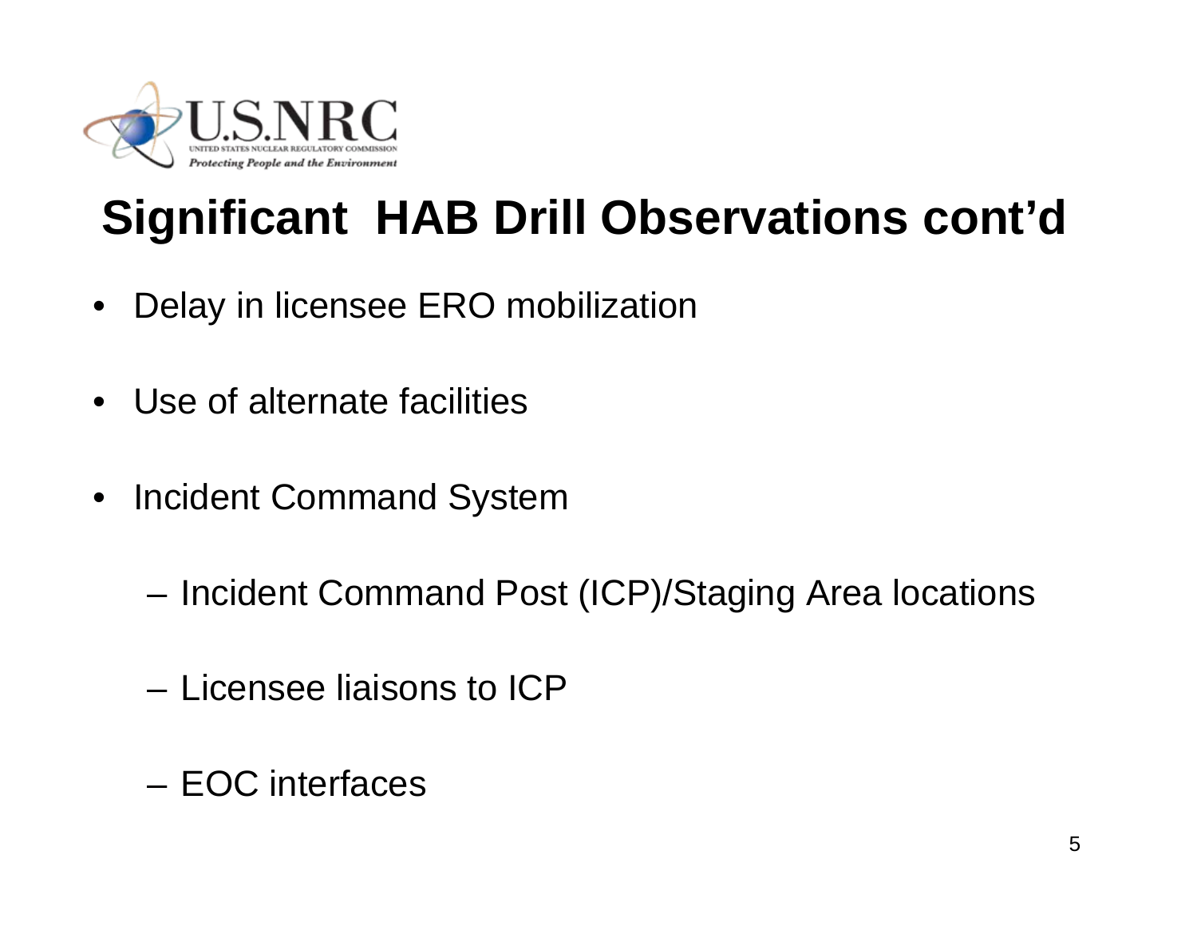# Significant HAB Drill Observations cont'd

- Delay in licensee ERO mobilization
- Use of alternate facilities
- Incident Command System
  - Incident Command Post (ICP)/Staging Area locations
  - Licensee liaisons to ICP
  - EOC interfaces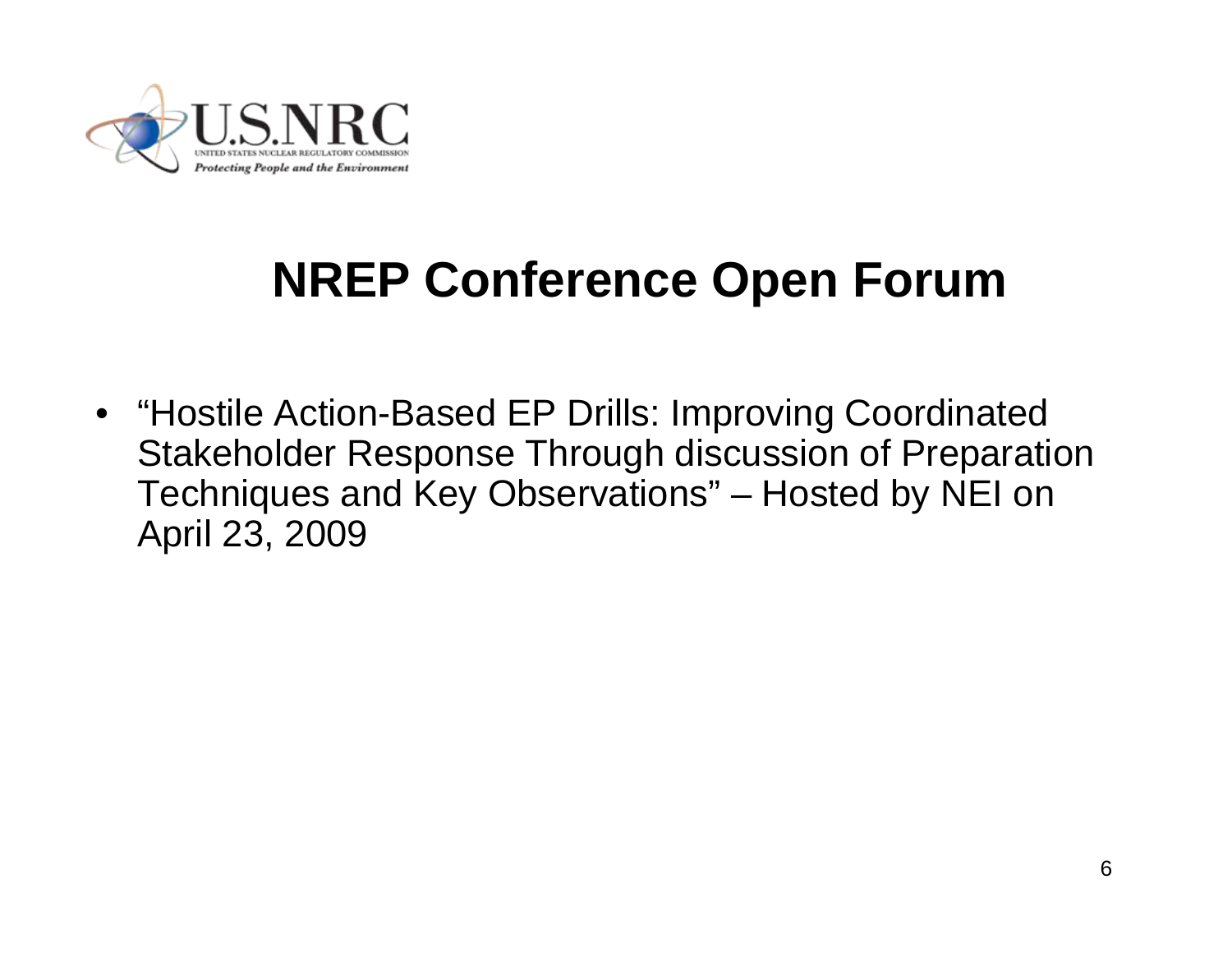# NREP Conference Open Forum

- "Hostile Action-Based EP Drills: Improving Coordinated Stakeholder Response Through discussion of Preparation Techniques and Key Observations" – Hosted by NEI on April 23, 2009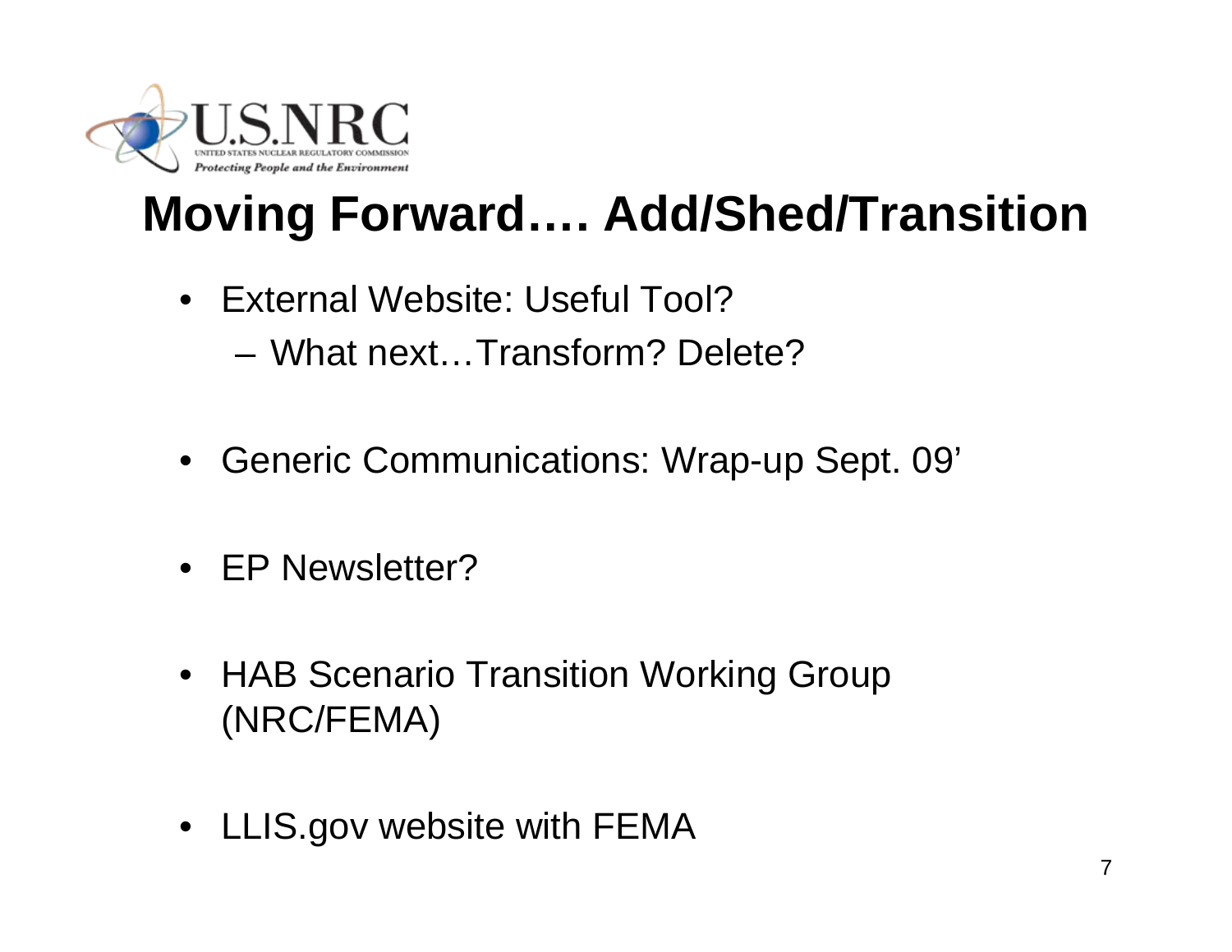# Moving Forward…. Add/Shed/Transition

- External Website: Useful Tool?
  - What next…Transform? Delete?
- Generic Communications: Wrap-up Sept. 09'
- EP Newsletter?
- HAB Scenario Transition Working Group (NRC/FEMA)
- LLIS.gov website with FEMA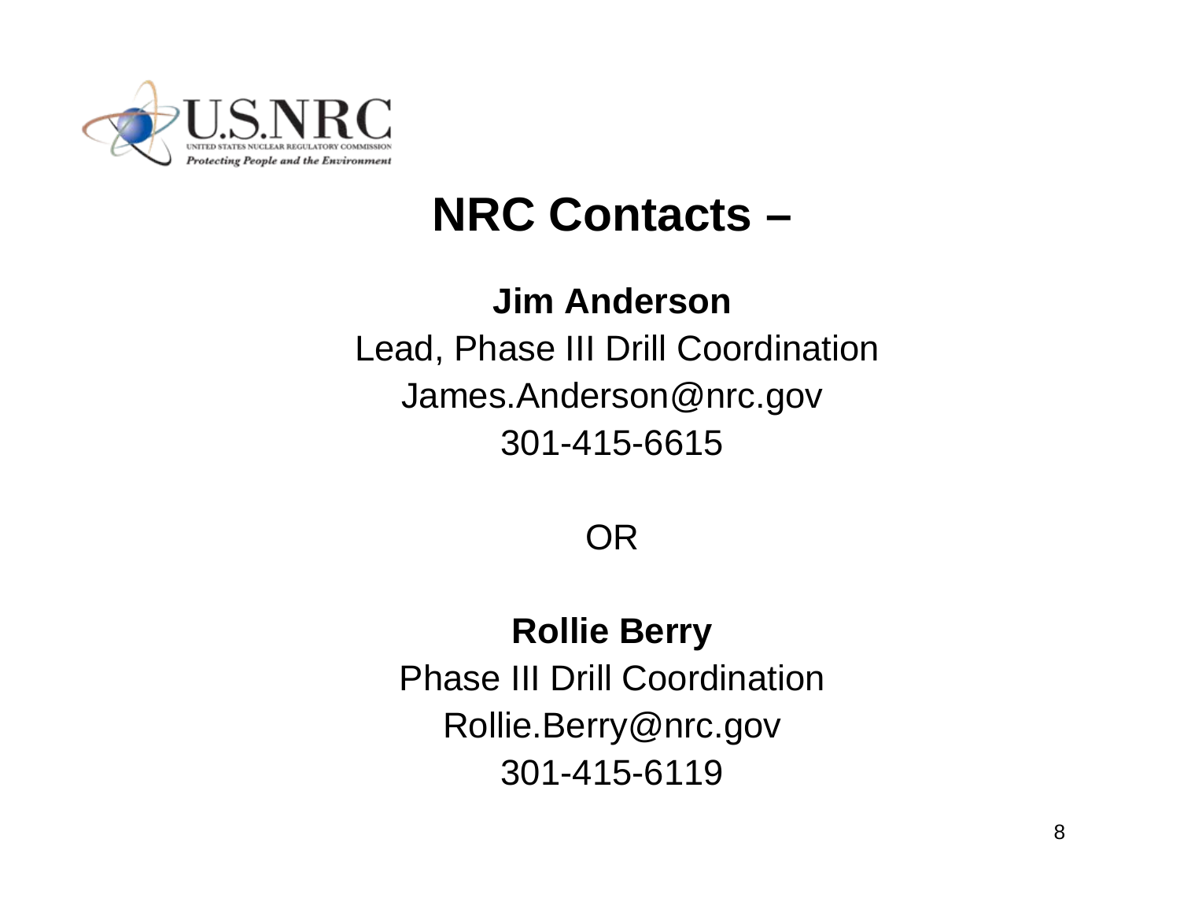U.S.NRC

UNITED STATES NUCLEAR REGULATORY COMMISSION

*Protecting People and the Environment*

# NRC Contacts –

**Jim Anderson**

Lead, Phase III Drill Coordination

James.Anderson@nrc.gov

301-415-6615

OR

**Rollie Berry**

Phase III Drill Coordination

Rollie.Berry@nrc.gov

301-415-6119